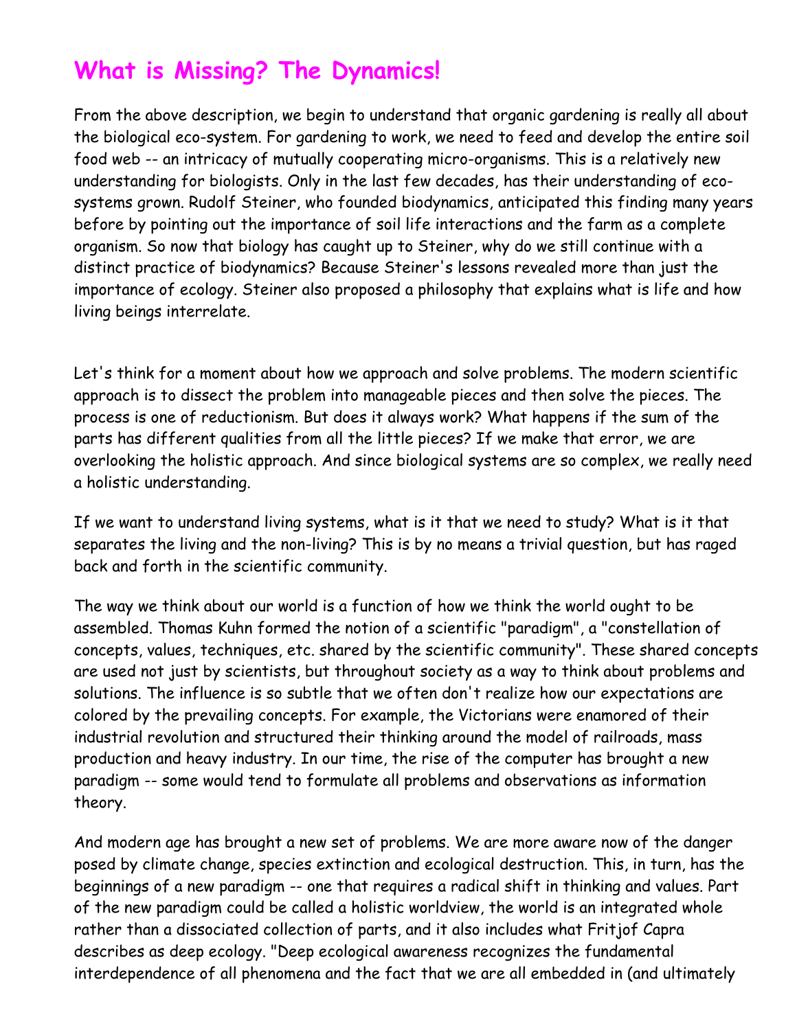# What is Missing? The Dynamics!

From the above description, we begin to understand that organic gardening is really all about the biological eco-system. For gardening to work, we need to feed and develop the entire soil food web -- an intricacy of mutually cooperating micro-organisms. This is a relatively new understanding for biologists. Only in the last few decades, has their understanding of eco-systems grown. Rudolf Steiner, who founded biodynamics, anticipated this finding many years before by pointing out the importance of soil life interactions and the farm as a complete organism. So now that biology has caught up to Steiner, why do we still continue with a distinct practice of biodynamics? Because Steiner's lessons revealed more than just the importance of ecology. Steiner also proposed a philosophy that explains what is life and how living beings interrelate.

Let's think for a moment about how we approach and solve problems. The modern scientific approach is to dissect the problem into manageable pieces and then solve the pieces. The process is one of reductionism. But does it always work? What happens if the sum of the parts has different qualities from all the little pieces? If we make that error, we are overlooking the holistic approach. And since biological systems are so complex, we really need a holistic understanding.

If we want to understand living systems, what is it that we need to study? What is it that separates the living and the non-living? This is by no means a trivial question, but has raged back and forth in the scientific community.

The way we think about our world is a function of how we think the world ought to be assembled. Thomas Kuhn formed the notion of a scientific "paradigm", a "constellation of concepts, values, techniques, etc. shared by the scientific community". These shared concepts are used not just by scientists, but throughout society as a way to think about problems and solutions. The influence is so subtle that we often don't realize how our expectations are colored by the prevailing concepts. For example, the Victorians were enamored of their industrial revolution and structured their thinking around the model of railroads, mass production and heavy industry. In our time, the rise of the computer has brought a new paradigm -- some would tend to formulate all problems and observations as information theory.

And modern age has brought a new set of problems. We are more aware now of the danger posed by climate change, species extinction and ecological destruction. This, in turn, has the beginnings of a new paradigm -- one that requires a radical shift in thinking and values. Part of the new paradigm could be called a holistic worldview, the world is an integrated whole rather than a dissociated collection of parts, and it also includes what Fritjof Capra describes as deep ecology. "Deep ecological awareness recognizes the fundamental interdependence of all phenomena and the fact that we are all embedded in (and ultimately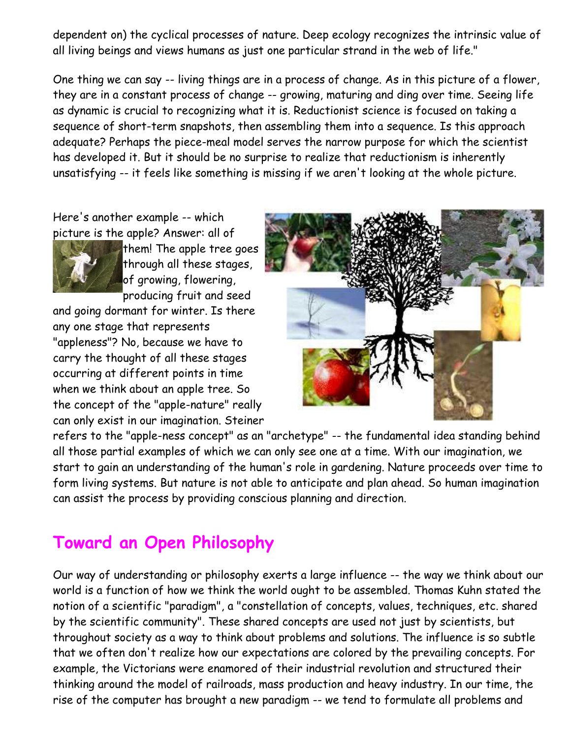dependent on) the cyclical processes of nature. Deep ecology recognizes the intrinsic value of all living beings and views humans as just one particular strand in the web of life."

One thing we can say -- living things are in a process of change. As in this picture of a flower, they are in a constant process of change -- growing, maturing and ding over time. Seeing life as dynamic is crucial to recognizing what it is. Reductionist science is focused on taking a sequence of short-term snapshots, then assembling them into a sequence. Is this approach adequate? Perhaps the piece-meal model serves the narrow purpose for which the scientist has developed it. But it should be no surprise to realize that reductionism is inherently unsatisfying -- it feels like something is missing if we aren't looking at the whole picture.

Here's another example -- which picture is the apple? Answer: all of them! The apple tree goes through all these stages, of growing, flowering, producing fruit and seed and going dormant for winter. Is there any one stage that represents "appleness"? No, because we have to carry the thought of all these stages occurring at different points in time when we think about an apple tree. So the concept of the "apple-nature" really can only exist in our imagination. Steiner refers to the "apple-ness concept" as an "archetype" -- the fundamental idea standing behind all those partial examples of which we can only see one at a time. With our imagination, we start to gain an understanding of the human's role in gardening. Nature proceeds over time to form living systems. But nature is not able to anticipate and plan ahead. So human imagination can assist the process by providing conscious planning and direction.

## Toward an Open Philosophy

Our way of understanding or philosophy exerts a large influence -- the way we think about our world is a function of how we think the world ought to be assembled. Thomas Kuhn stated the notion of a scientific "paradigm", a "constellation of concepts, values, techniques, etc. shared by the scientific community". These shared concepts are used not just by scientists, but throughout society as a way to think about problems and solutions. The influence is so subtle that we often don't realize how our expectations are colored by the prevailing concepts. For example, the Victorians were enamored of their industrial revolution and structured their thinking around the model of railroads, mass production and heavy industry. In our time, the rise of the computer has brought a new paradigm -- we tend to formulate all problems and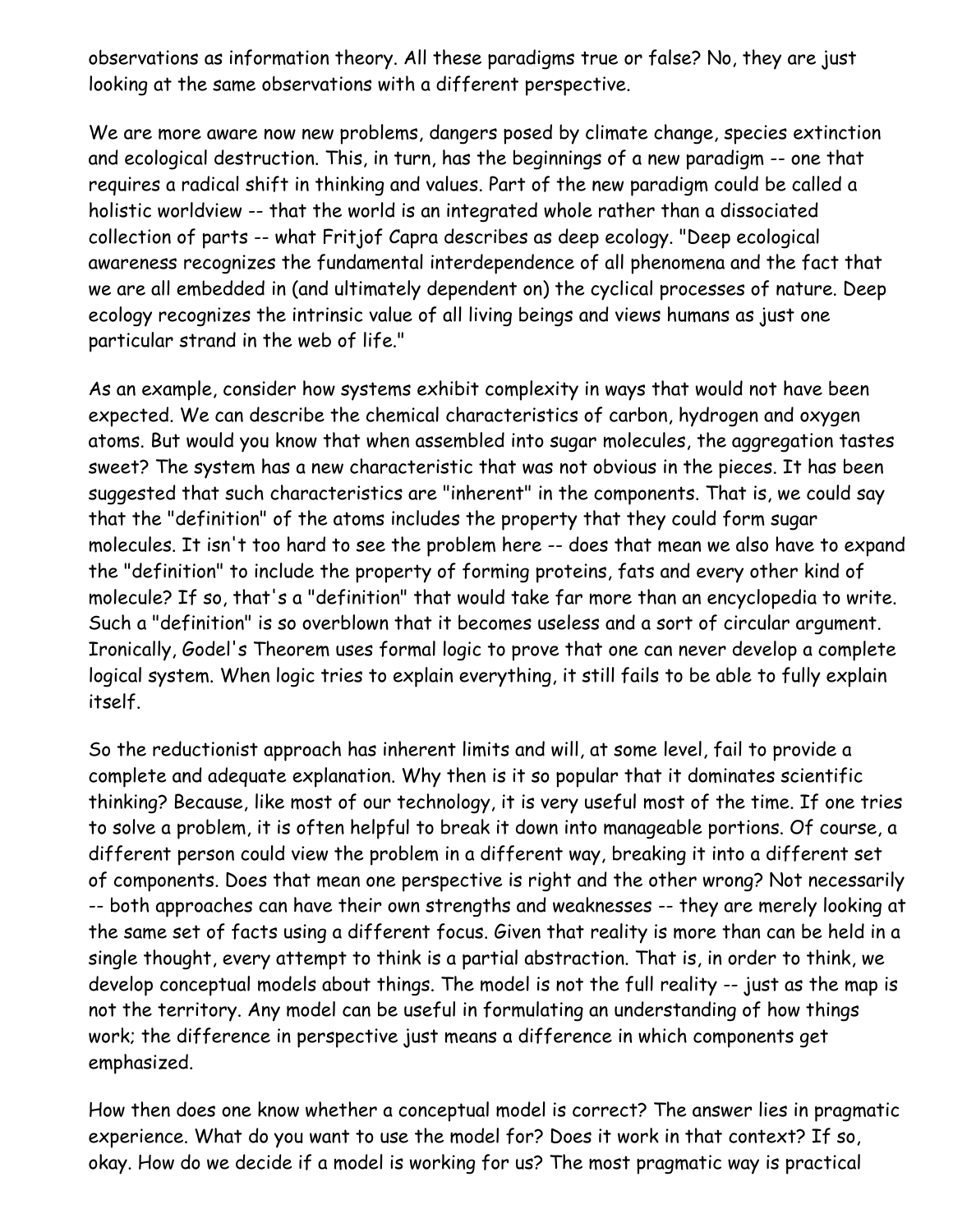observations as information theory. All these paradigms true or false? No, they are just looking at the same observations with a different perspective.

We are more aware now new problems, dangers posed by climate change, species extinction and ecological destruction. This, in turn, has the beginnings of a new paradigm -- one that requires a radical shift in thinking and values. Part of the new paradigm could be called a holistic worldview -- that the world is an integrated whole rather than a dissociated collection of parts -- what Fritjof Capra describes as deep ecology. "Deep ecological awareness recognizes the fundamental interdependence of all phenomena and the fact that we are all embedded in (and ultimately dependent on) the cyclical processes of nature. Deep ecology recognizes the intrinsic value of all living beings and views humans as just one particular strand in the web of life."

As an example, consider how systems exhibit complexity in ways that would not have been expected. We can describe the chemical characteristics of carbon, hydrogen and oxygen atoms. But would you know that when assembled into sugar molecules, the aggregation tastes sweet? The system has a new characteristic that was not obvious in the pieces. It has been suggested that such characteristics are "inherent" in the components. That is, we could say that the "definition" of the atoms includes the property that they could form sugar molecules. It isn't too hard to see the problem here -- does that mean we also have to expand the "definition" to include the property of forming proteins, fats and every other kind of molecule? If so, that's a "definition" that would take far more than an encyclopedia to write. Such a "definition" is so overblown that it becomes useless and a sort of circular argument. Ironically, Godel's Theorem uses formal logic to prove that one can never develop a complete logical system. When logic tries to explain everything, it still fails to be able to fully explain itself.

So the reductionist approach has inherent limits and will, at some level, fail to provide a complete and adequate explanation. Why then is it so popular that it dominates scientific thinking? Because, like most of our technology, it is very useful most of the time. If one tries to solve a problem, it is often helpful to break it down into manageable portions. Of course, a different person could view the problem in a different way, breaking it into a different set of components. Does that mean one perspective is right and the other wrong? Not necessarily -- both approaches can have their own strengths and weaknesses -- they are merely looking at the same set of facts using a different focus. Given that reality is more than can be held in a single thought, every attempt to think is a partial abstraction. That is, in order to think, we develop conceptual models about things. The model is not the full reality -- just as the map is not the territory. Any model can be useful in formulating an understanding of how things work; the difference in perspective just means a difference in which components get emphasized.

How then does one know whether a conceptual model is correct? The answer lies in pragmatic experience. What do you want to use the model for? Does it work in that context? If so, okay. How do we decide if a model is working for us? The most pragmatic way is practical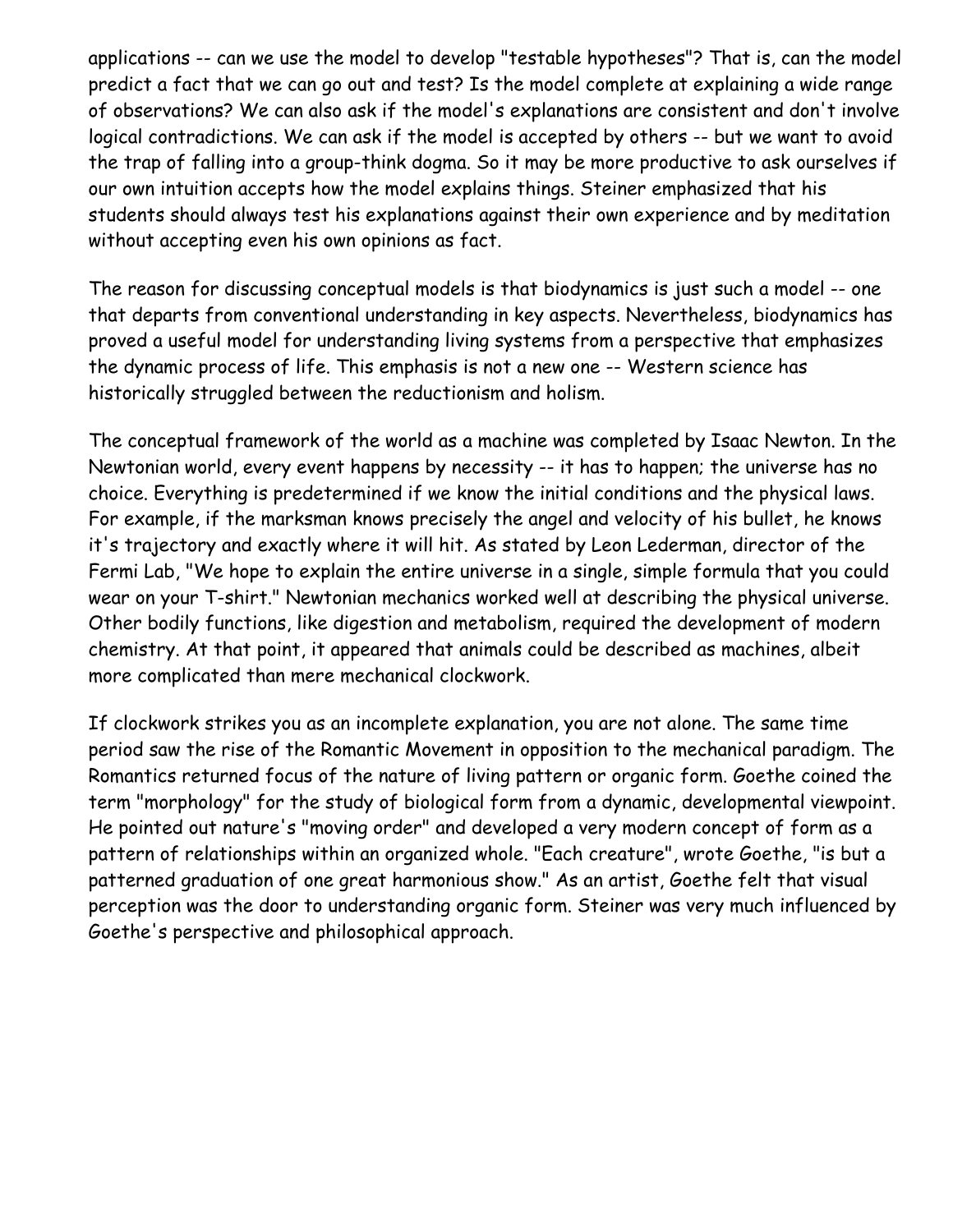applications -- can we use the model to develop "testable hypotheses"? That is, can the model predict a fact that we can go out and test? Is the model complete at explaining a wide range of observations? We can also ask if the model's explanations are consistent and don't involve logical contradictions. We can ask if the model is accepted by others -- but we want to avoid the trap of falling into a group-think dogma. So it may be more productive to ask ourselves if our own intuition accepts how the model explains things. Steiner emphasized that his students should always test his explanations against their own experience and by meditation without accepting even his own opinions as fact.

The reason for discussing conceptual models is that biodynamics is just such a model -- one that departs from conventional understanding in key aspects. Nevertheless, biodynamics has proved a useful model for understanding living systems from a perspective that emphasizes the dynamic process of life. This emphasis is not a new one -- Western science has historically struggled between the reductionism and holism.

The conceptual framework of the world as a machine was completed by Isaac Newton. In the Newtonian world, every event happens by necessity -- it has to happen; the universe has no choice. Everything is predetermined if we know the initial conditions and the physical laws. For example, if the marksman knows precisely the angel and velocity of his bullet, he knows it's trajectory and exactly where it will hit. As stated by Leon Lederman, director of the Fermi Lab, "We hope to explain the entire universe in a single, simple formula that you could wear on your T-shirt." Newtonian mechanics worked well at describing the physical universe. Other bodily functions, like digestion and metabolism, required the development of modern chemistry. At that point, it appeared that animals could be described as machines, albeit more complicated than mere mechanical clockwork.

If clockwork strikes you as an incomplete explanation, you are not alone. The same time period saw the rise of the Romantic Movement in opposition to the mechanical paradigm. The Romantics returned focus of the nature of living pattern or organic form. Goethe coined the term "morphology" for the study of biological form from a dynamic, developmental viewpoint. He pointed out nature's "moving order" and developed a very modern concept of form as a pattern of relationships within an organized whole. "Each creature", wrote Goethe, "is but a patterned graduation of one great harmonious show." As an artist, Goethe felt that visual perception was the door to understanding organic form. Steiner was very much influenced by Goethe's perspective and philosophical approach.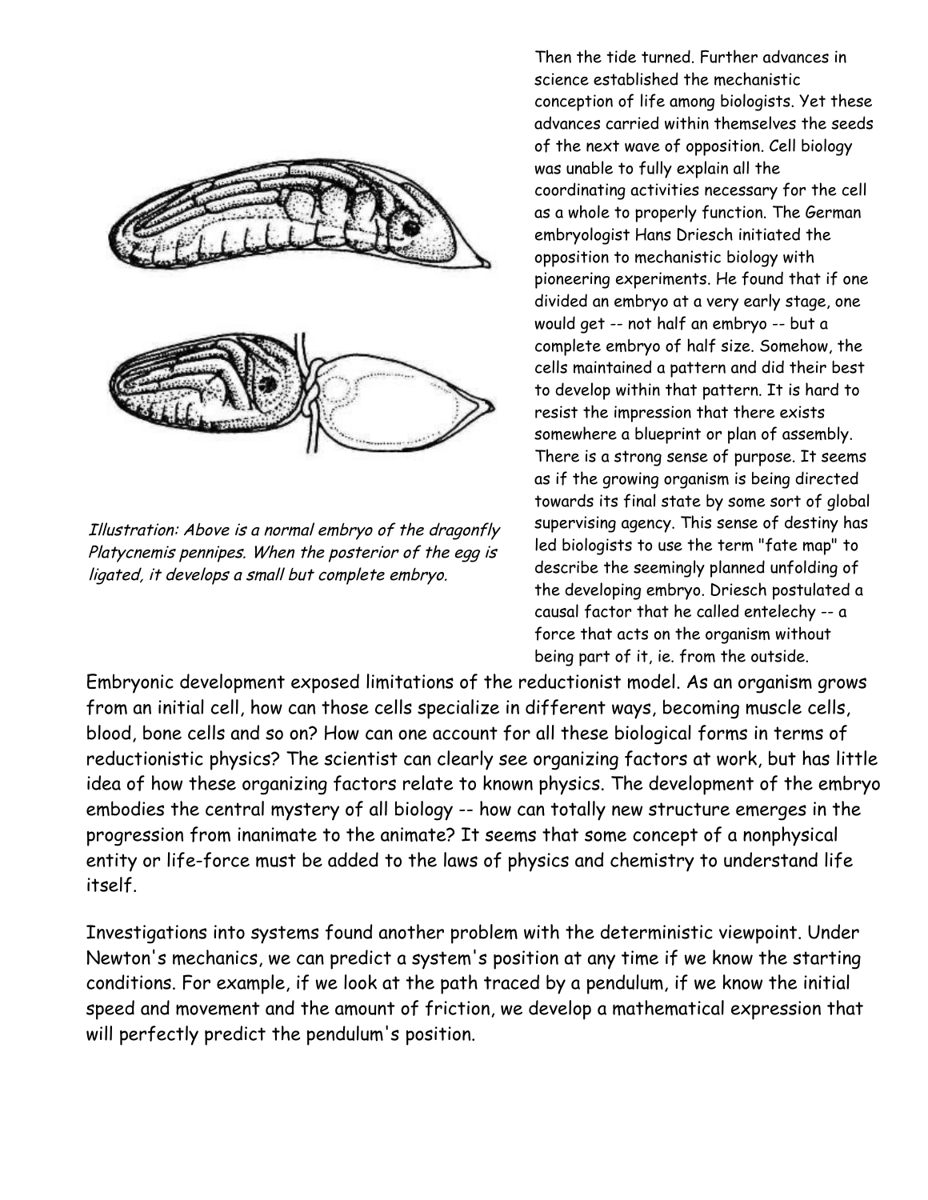*Illustration: Above is a normal embryo of the dragonfly Platycnemis pennipes. When the posterior of the egg is ligated, it develops a small but complete embryo.*

Then the tide turned. Further advances in science established the mechanistic conception of life among biologists. Yet these advances carried within themselves the seeds of the next wave of opposition. Cell biology was unable to fully explain all the coordinating activities necessary for the cell as a whole to properly function. The German embryologist Hans Driesch initiated the opposition to mechanistic biology with pioneering experiments. He found that if one divided an embryo at a very early stage, one would get -- not half an embryo -- but a complete embryo of half size. Somehow, the cells maintained a pattern and did their best to develop within that pattern. It is hard to resist the impression that there exists somewhere a blueprint or plan of assembly. There is a strong sense of purpose. It seems as if the growing organism is being directed towards its final state by some sort of global supervising agency. This sense of destiny has led biologists to use the term "fate map" to describe the seemingly planned unfolding of the developing embryo. Driesch postulated a causal factor that he called entelechy -- a force that acts on the organism without being part of it, ie. from the outside.

Embryonic development exposed limitations of the reductionist model. As an organism grows from an initial cell, how can those cells specialize in different ways, becoming muscle cells, blood, bone cells and so on? How can one account for all these biological forms in terms of reductionistic physics? The scientist can clearly see organizing factors at work, but has little idea of how these organizing factors relate to known physics. The development of the embryo embodies the central mystery of all biology -- how can totally new structure emerges in the progression from inanimate to the animate? It seems that some concept of a nonphysical entity or life-force must be added to the laws of physics and chemistry to understand life itself.

Investigations into systems found another problem with the deterministic viewpoint. Under Newton's mechanics, we can predict a system's position at any time if we know the starting conditions. For example, if we look at the path traced by a pendulum, if we know the initial speed and movement and the amount of friction, we develop a mathematical expression that will perfectly predict the pendulum's position.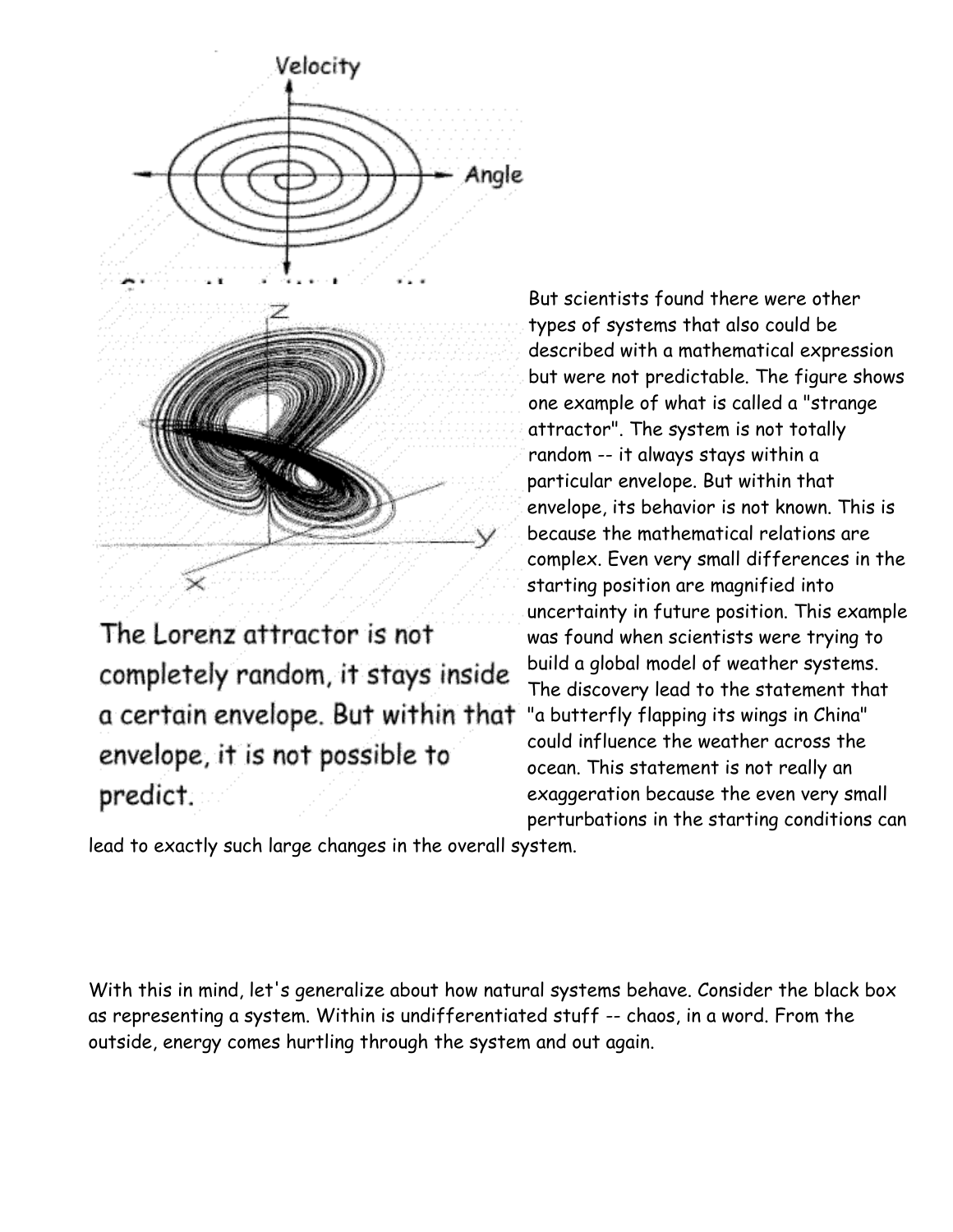The Lorenz attractor is not completely random, it stays inside a certain envelope. But within that envelope, it is not possible to predict.

But scientists found there were other types of systems that also could be described with a mathematical expression but were not predictable. The figure shows one example of what is called a "strange attractor". The system is not totally random -- it always stays within a particular envelope. But within that envelope, its behavior is not known. This is because the mathematical relations are complex. Even very small differences in the starting position are magnified into uncertainty in future position. This example was found when scientists were trying to build a global model of weather systems. The discovery lead to the statement that "a butterfly flapping its wings in China" could influence the weather across the ocean. This statement is not really an exaggeration because the even very small perturbations in the starting conditions can lead to exactly such large changes in the overall system.

With this in mind, let's generalize about how natural systems behave. Consider the black box as representing a system. Within is undifferentiated stuff -- chaos, in a word. From the outside, energy comes hurtling through the system and out again.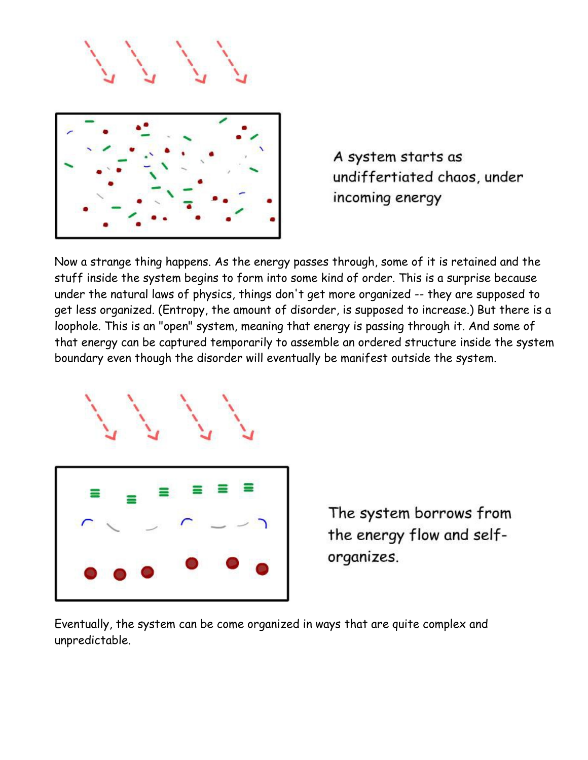A system starts as undiffertiated chaos, under incoming energy

Now a strange thing happens. As the energy passes through, some of it is retained and the stuff inside the system begins to form into some kind of order. This is a surprise because under the natural laws of physics, things don't get more organized -- they are supposed to get less organized. (Entropy, the amount of disorder, is supposed to increase.) But there is a loophole. This is an "open" system, meaning that energy is passing through it. And some of that energy can be captured temporarily to assemble an ordered structure inside the system boundary even though the disorder will eventually be manifest outside the system.

The system borrows from the energy flow and self-organizes.

Eventually, the system can be come organized in ways that are quite complex and unpredictable.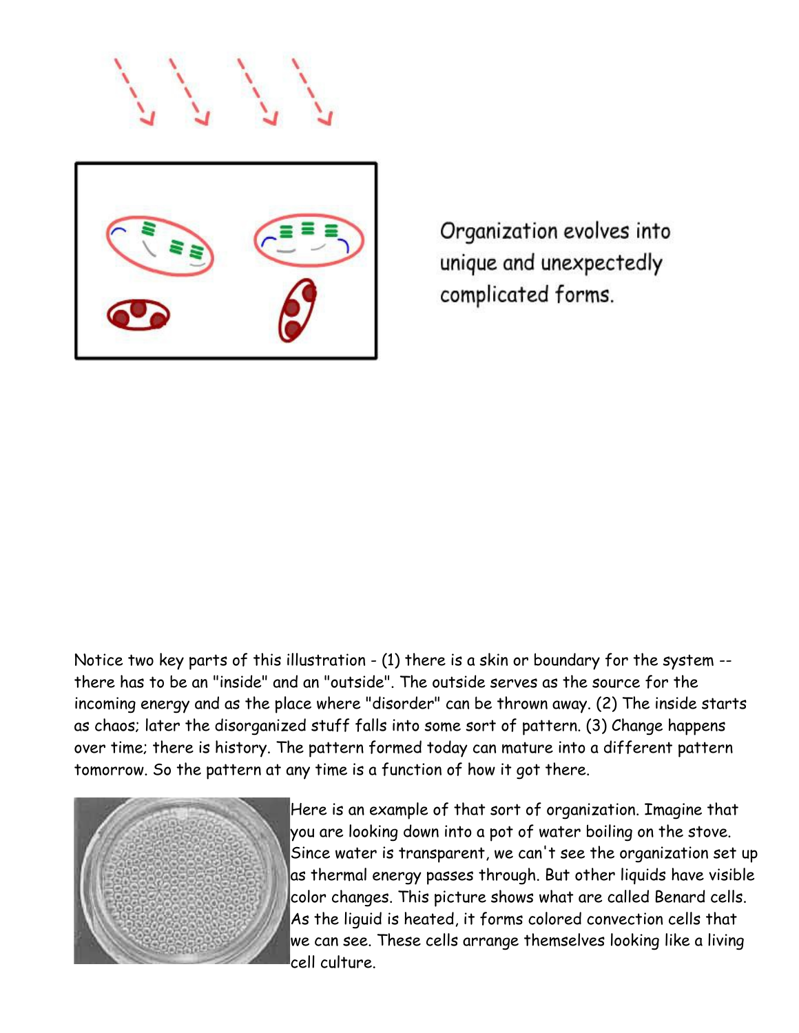Organization evolves into unique and unexpectedly complicated forms.

Notice two key parts of this illustration - (1) there is a skin or boundary for the system -- there has to be an "inside" and an "outside". The outside serves as the source for the incoming energy and as the place where "disorder" can be thrown away. (2) The inside starts as chaos; later the disorganized stuff falls into some sort of pattern. (3) Change happens over time; there is history. The pattern formed today can mature into a different pattern tomorrow. So the pattern at any time is a function of how it got there.

Here is an example of that sort of organization. Imagine that you are looking down into a pot of water boiling on the stove. Since water is transparent, we can't see the organization set up as thermal energy passes through. But other liquids have visible color changes. This picture shows what are called Benard cells. As the liquid is heated, it forms colored convection cells that we can see. These cells arrange themselves looking like a living cell culture.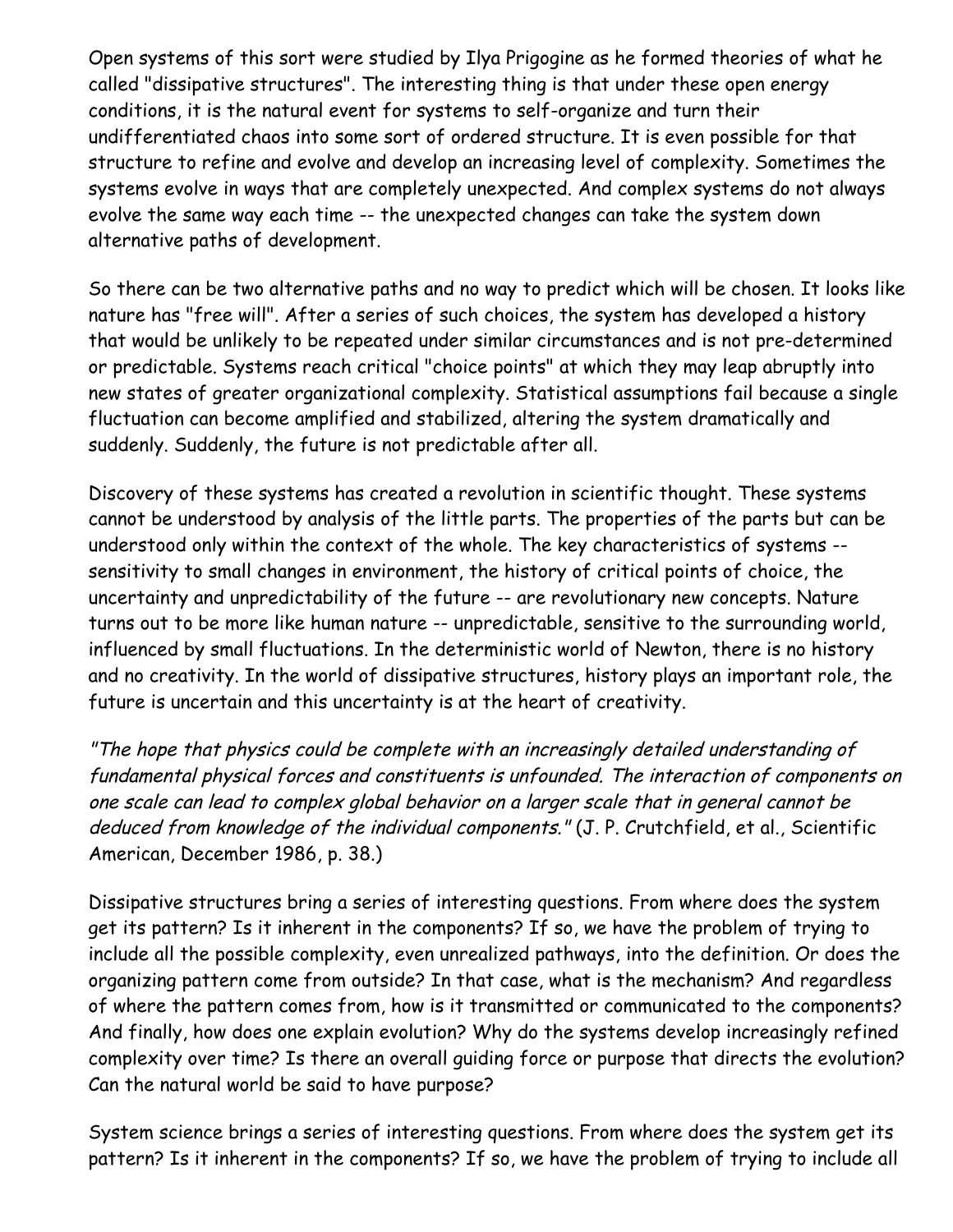Open systems of this sort were studied by Ilya Prigogine as he formed theories of what he called "dissipative structures". The interesting thing is that under these open energy conditions, it is the natural event for systems to self-organize and turn their undifferentiated chaos into some sort of ordered structure. It is even possible for that structure to refine and evolve and develop an increasing level of complexity. Sometimes the systems evolve in ways that are completely unexpected. And complex systems do not always evolve the same way each time -- the unexpected changes can take the system down alternative paths of development.

So there can be two alternative paths and no way to predict which will be chosen. It looks like nature has "free will". After a series of such choices, the system has developed a history that would be unlikely to be repeated under similar circumstances and is not pre-determined or predictable. Systems reach critical "choice points" at which they may leap abruptly into new states of greater organizational complexity. Statistical assumptions fail because a single fluctuation can become amplified and stabilized, altering the system dramatically and suddenly. Suddenly, the future is not predictable after all.

Discovery of these systems has created a revolution in scientific thought. These systems cannot be understood by analysis of the little parts. The properties of the parts but can be understood only within the context of the whole. The key characteristics of systems -- sensitivity to small changes in environment, the history of critical points of choice, the uncertainty and unpredictability of the future -- are revolutionary new concepts. Nature turns out to be more like human nature -- unpredictable, sensitive to the surrounding world, influenced by small fluctuations. In the deterministic world of Newton, there is no history and no creativity. In the world of dissipative structures, history plays an important role, the future is uncertain and this uncertainty is at the heart of creativity.

*"The hope that physics could be complete with an increasingly detailed understanding of fundamental physical forces and constituents is unfounded. The interaction of components on one scale can lead to complex global behavior on a larger scale that in general cannot be deduced from knowledge of the individual components."* (J. P. Crutchfield, et al., Scientific American, December 1986, p. 38.)

Dissipative structures bring a series of interesting questions. From where does the system get its pattern? Is it inherent in the components? If so, we have the problem of trying to include all the possible complexity, even unrealized pathways, into the definition. Or does the organizing pattern come from outside? In that case, what is the mechanism? And regardless of where the pattern comes from, how is it transmitted or communicated to the components? And finally, how does one explain evolution? Why do the systems develop increasingly refined complexity over time? Is there an overall guiding force or purpose that directs the evolution? Can the natural world be said to have purpose?

System science brings a series of interesting questions. From where does the system get its pattern? Is it inherent in the components? If so, we have the problem of trying to include all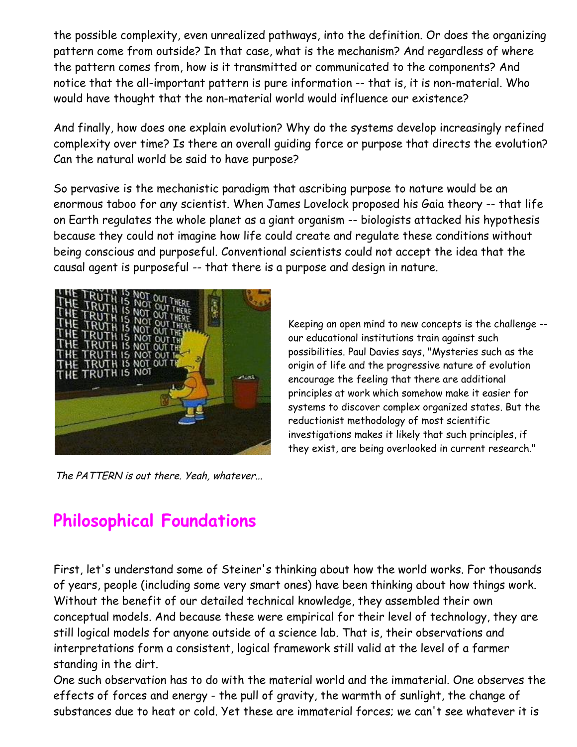the possible complexity, even unrealized pathways, into the definition. Or does the organizing pattern come from outside? In that case, what is the mechanism? And regardless of where the pattern comes from, how is it transmitted or communicated to the components? And notice that the all-important pattern is pure information -- that is, it is non-material. Who would have thought that the non-material world would influence our existence?

And finally, how does one explain evolution? Why do the systems develop increasingly refined complexity over time? Is there an overall guiding force or purpose that directs the evolution? Can the natural world be said to have purpose?

So pervasive is the mechanistic paradigm that ascribing purpose to nature would be an enormous taboo for any scientist. When James Lovelock proposed his Gaia theory -- that life on Earth regulates the whole planet as a giant organism -- biologists attacked his hypothesis because they could not imagine how life could create and regulate these conditions without being conscious and purposeful. Conventional scientists could not accept the idea that the causal agent is purposeful -- that there is a purpose and design in nature.

*The PATTERN is out there. Yeah, whatever...*

Keeping an open mind to new concepts is the challenge -- our educational institutions train against such possibilities. Paul Davies says, "Mysteries such as the origin of life and the progressive nature of evolution encourage the feeling that there are additional principles at work which somehow make it easier for systems to discover complex organized states. But the reductionist methodology of most scientific investigations makes it likely that such principles, if they exist, are being overlooked in current research."

## Philosophical Foundations

First, let's understand some of Steiner's thinking about how the world works. For thousands of years, people (including some very smart ones) have been thinking about how things work. Without the benefit of our detailed technical knowledge, they assembled their own conceptual models. And because these were empirical for their level of technology, they are still logical models for anyone outside of a science lab. That is, their observations and interpretations form a consistent, logical framework still valid at the level of a farmer standing in the dirt.

One such observation has to do with the material world and the immaterial. One observes the effects of forces and energy - the pull of gravity, the warmth of sunlight, the change of substances due to heat or cold. Yet these are immaterial forces; we can't see whatever it is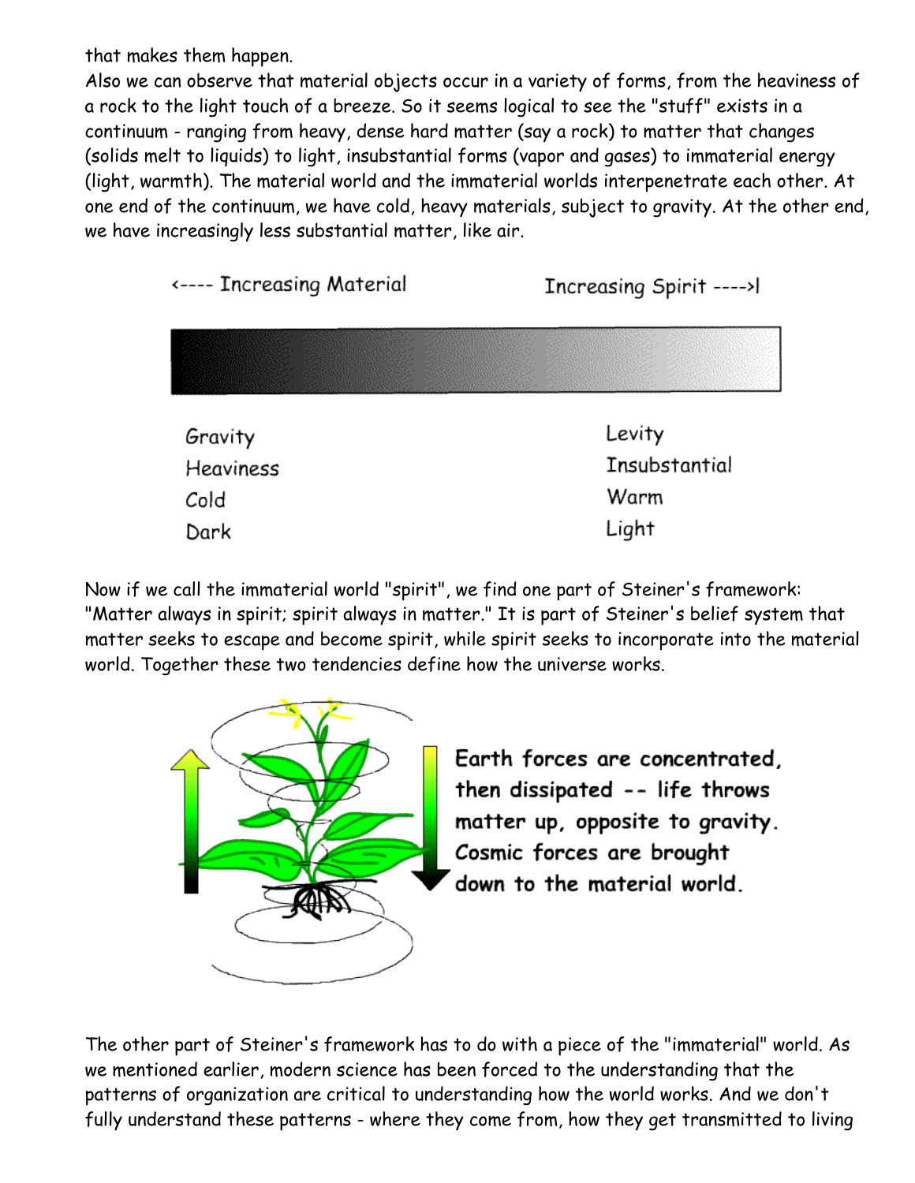that makes them happen.
Also we can observe that material objects occur in a variety of forms, from the heaviness of a rock to the light touch of a breeze. So it seems logical to see the "stuff" exists in a continuum - ranging from heavy, dense hard matter (say a rock) to matter that changes (solids melt to liquids) to light, insubstantial forms (vapor and gases) to immaterial energy (light, warmth). The material world and the immaterial worlds interpenetrate each other. At one end of the continuum, we have cold, heavy materials, subject to gravity. At the other end, we have increasingly less substantial matter, like air.

<---- Increasing Material Increasing Spirit ---->|

| | |
|---|---|
| Gravity | Levity |
| Heaviness | Insubstantial |
| Cold | Warm |
| Dark | Light |

Now if we call the immaterial world "spirit", we find one part of Steiner's framework: "Matter always in spirit; spirit always in matter." It is part of Steiner's belief system that matter seeks to escape and become spirit, while spirit seeks to incorporate into the material world. Together these two tendencies define how the universe works.

**Earth forces are concentrated, then dissipated -- life throws matter up, opposite to gravity. Cosmic forces are brought down to the material world.**

The other part of Steiner's framework has to do with a piece of the "immaterial" world. As we mentioned earlier, modern science has been forced to the understanding that the patterns of organization are critical to understanding how the world works. And we don't fully understand these patterns - where they come from, how they get transmitted to living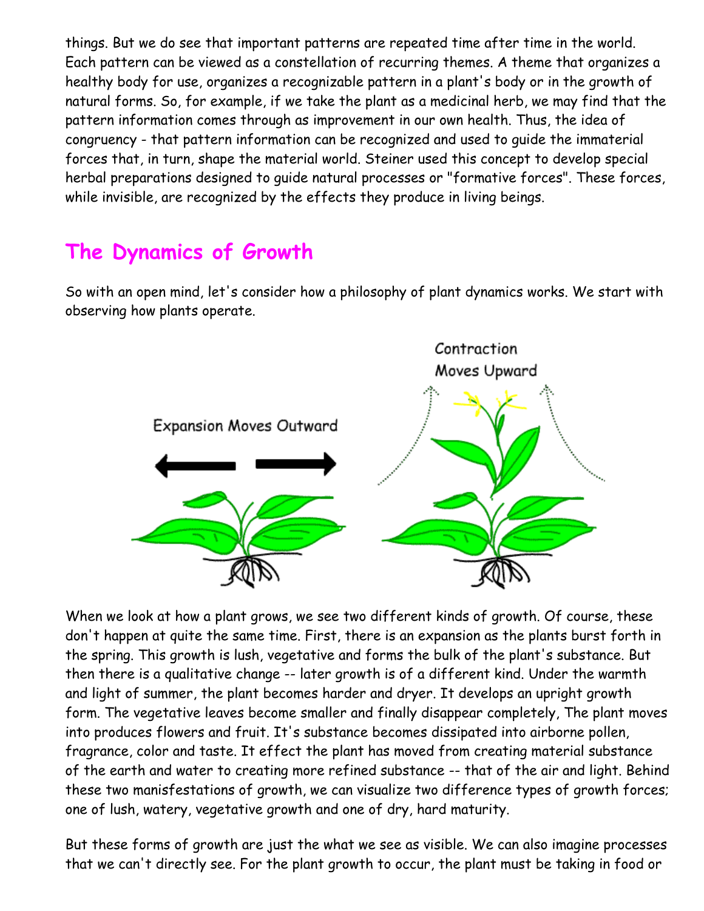things. But we do see that important patterns are repeated time after time in the world. Each pattern can be viewed as a constellation of recurring themes. A theme that organizes a healthy body for use, organizes a recognizable pattern in a plant's body or in the growth of natural forms. So, for example, if we take the plant as a medicinal herb, we may find that the pattern information comes through as improvement in our own health. Thus, the idea of congruency - that pattern information can be recognized and used to guide the immaterial forces that, in turn, shape the material world. Steiner used this concept to develop special herbal preparations designed to guide natural processes or "formative forces". These forces, while invisible, are recognized by the effects they produce in living beings.

## The Dynamics of Growth

So with an open mind, let's consider how a philosophy of plant dynamics works. We start with observing how plants operate.

Expansion Moves Outward

Contraction Moves Upward

When we look at how a plant grows, we see two different kinds of growth. Of course, these don't happen at quite the same time. First, there is an expansion as the plants burst forth in the spring. This growth is lush, vegetative and forms the bulk of the plant's substance. But then there is a qualitative change -- later growth is of a different kind. Under the warmth and light of summer, the plant becomes harder and dryer. It develops an upright growth form. The vegetative leaves become smaller and finally disappear completely, The plant moves into produces flowers and fruit. It's substance becomes dissipated into airborne pollen, fragrance, color and taste. It effect the plant has moved from creating material substance of the earth and water to creating more refined substance -- that of the air and light. Behind these two manisfestations of growth, we can visualize two difference types of growth forces; one of lush, watery, vegetative growth and one of dry, hard maturity.

But these forms of growth are just the what we see as visible. We can also imagine processes that we can't directly see. For the plant growth to occur, the plant must be taking in food or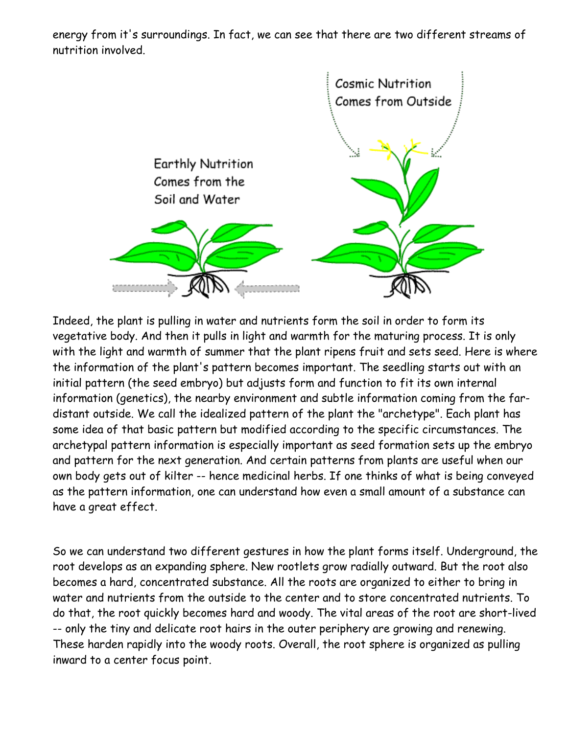energy from it's surroundings. In fact, we can see that there are two different streams of nutrition involved.

Indeed, the plant is pulling in water and nutrients form the soil in order to form its vegetative body. And then it pulls in light and warmth for the maturing process. It is only with the light and warmth of summer that the plant ripens fruit and sets seed. Here is where the information of the plant's pattern becomes important. The seedling starts out with an initial pattern (the seed embryo) but adjusts form and function to fit its own internal information (genetics), the nearby environment and subtle information coming from the far-distant outside. We call the idealized pattern of the plant the "archetype". Each plant has some idea of that basic pattern but modified according to the specific circumstances. The archetypal pattern information is especially important as seed formation sets up the embryo and pattern for the next generation. And certain patterns from plants are useful when our own body gets out of kilter -- hence medicinal herbs. If one thinks of what is being conveyed as the pattern information, one can understand how even a small amount of a substance can have a great effect.

So we can understand two different gestures in how the plant forms itself. Underground, the root develops as an expanding sphere. New rootlets grow radially outward. But the root also becomes a hard, concentrated substance. All the roots are organized to either to bring in water and nutrients from the outside to the center and to store concentrated nutrients. To do that, the root quickly becomes hard and woody. The vital areas of the root are short-lived -- only the tiny and delicate root hairs in the outer periphery are growing and renewing. These harden rapidly into the woody roots. Overall, the root sphere is organized as pulling inward to a center focus point.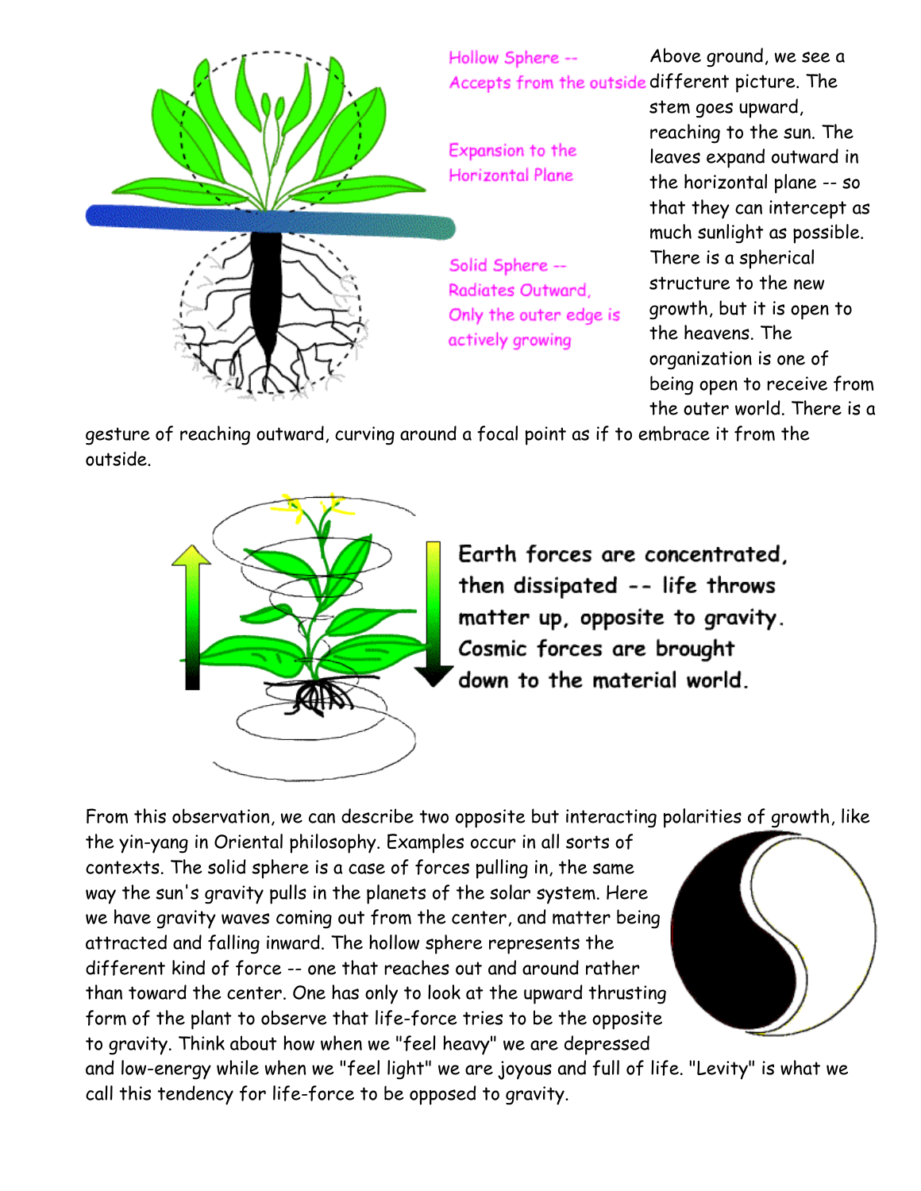Hollow Sphere -- Accepts from the outside

Expansion to the Horizontal Plane

Solid Sphere -- Radiates Outward, Only the outer edge is actively growing

Above ground, we see a different picture. The stem goes upward, reaching to the sun. The leaves expand outward in the horizontal plane -- so that they can intercept as much sunlight as possible. There is a spherical structure to the new growth, but it is open to the heavens. The organization is one of being open to receive from the outer world. There is a gesture of reaching outward, curving around a focal point as if to embrace it from the outside.

**Earth forces are concentrated, then dissipated -- life throws matter up, opposite to gravity. Cosmic forces are brought down to the material world.**

From this observation, we can describe two opposite but interacting polarities of growth, like the yin-yang in Oriental philosophy. Examples occur in all sorts of contexts. The solid sphere is a case of forces pulling in, the same way the sun's gravity pulls in the planets of the solar system. Here we have gravity waves coming out from the center, and matter being attracted and falling inward. The hollow sphere represents the different kind of force -- one that reaches out and around rather than toward the center. One has only to look at the upward thrusting form of the plant to observe that life-force tries to be the opposite to gravity. Think about how when we "feel heavy" we are depressed and low-energy while when we "feel light" we are joyous and full of life. "Levity" is what we call this tendency for life-force to be opposed to gravity.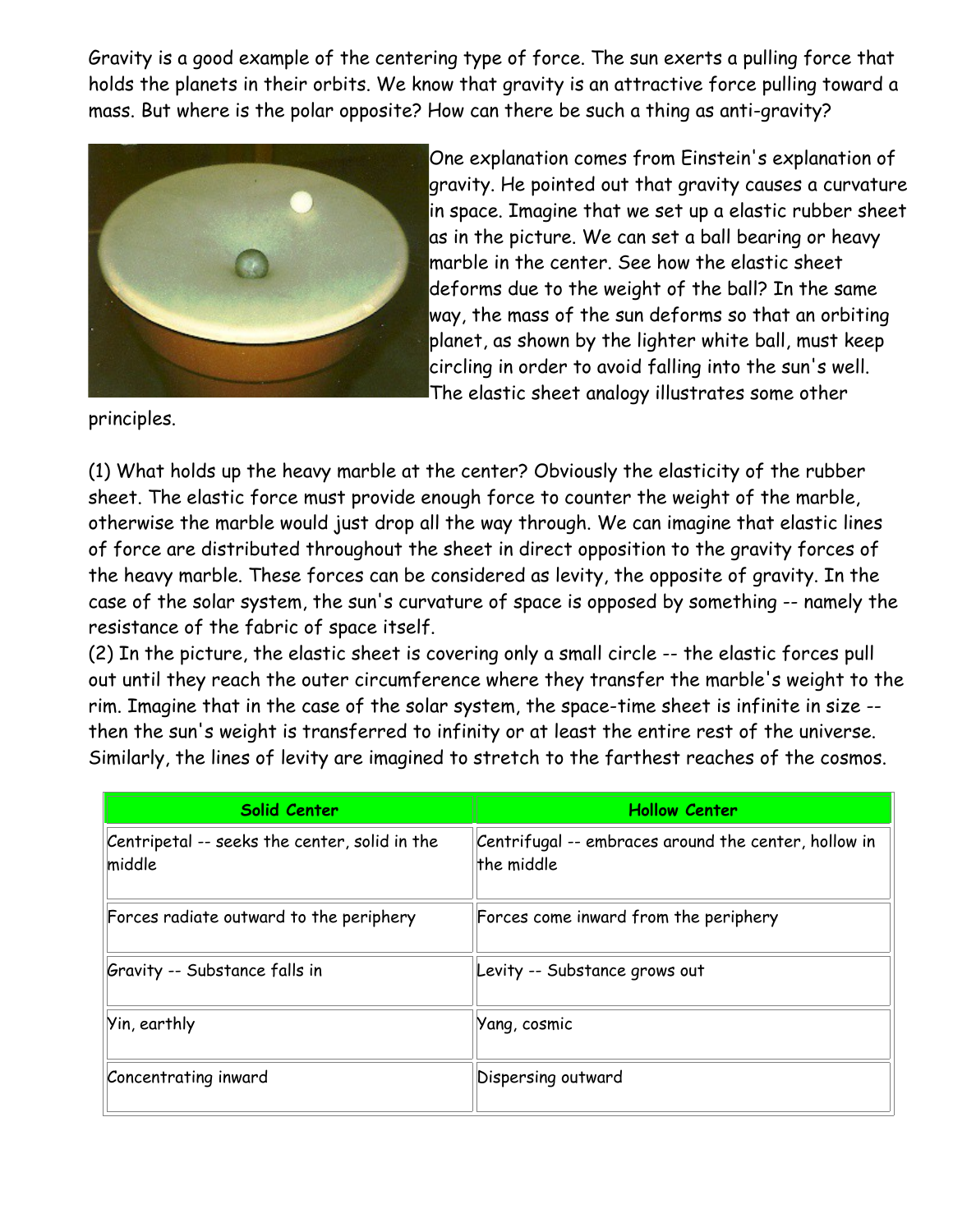Gravity is a good example of the centering type of force. The sun exerts a pulling force that holds the planets in their orbits. We know that gravity is an attractive force pulling toward a mass. But where is the polar opposite? How can there be such a thing as anti-gravity?

One explanation comes from Einstein's explanation of gravity. He pointed out that gravity causes a curvature in space. Imagine that we set up a elastic rubber sheet as in the picture. We can set a ball bearing or heavy marble in the center. See how the elastic sheet deforms due to the weight of the ball? In the same way, the mass of the sun deforms so that an orbiting planet, as shown by the lighter white ball, must keep circling in order to avoid falling into the sun's well. The elastic sheet analogy illustrates some other principles.

(1) What holds up the heavy marble at the center? Obviously the elasticity of the rubber sheet. The elastic force must provide enough force to counter the weight of the marble, otherwise the marble would just drop all the way through. We can imagine that elastic lines of force are distributed throughout the sheet in direct opposition to the gravity forces of the heavy marble. These forces can be considered as levity, the opposite of gravity. In the case of the solar system, the sun's curvature of space is opposed by something -- namely the resistance of the fabric of space itself.

(2) In the picture, the elastic sheet is covering only a small circle -- the elastic forces pull out until they reach the outer circumference where they transfer the marble's weight to the rim. Imagine that in the case of the solar system, the space-time sheet is infinite in size -- then the sun's weight is transferred to infinity or at least the entire rest of the universe. Similarly, the lines of levity are imagined to stretch to the farthest reaches of the cosmos.

| Solid Center | Hollow Center |
| --- | --- |
| Centripetal -- seeks the center, solid in the middle | Centrifugal -- embraces around the center, hollow in the middle |
| Forces radiate outward to the periphery | Forces come inward from the periphery |
| Gravity -- Substance falls in | Levity -- Substance grows out |
| Yin, earthly | Yang, cosmic |
| Concentrating inward | Dispersing outward |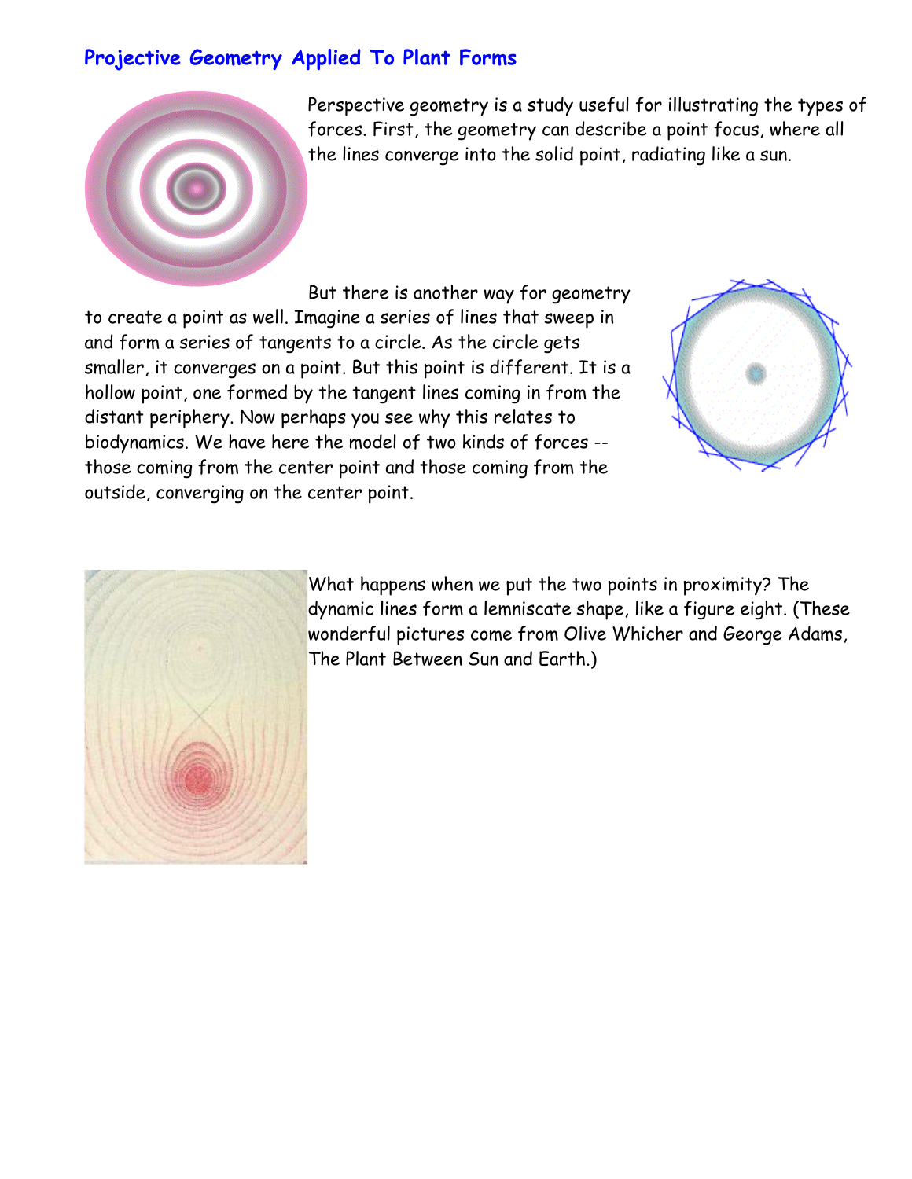## Projective Geometry Applied To Plant Forms

Perspective geometry is a study useful for illustrating the types of forces. First, the geometry can describe a point focus, where all the lines converge into the solid point, radiating like a sun.

But there is another way for geometry to create a point as well. Imagine a series of lines that sweep in and form a series of tangents to a circle. As the circle gets smaller, it converges on a point. But this point is different. It is a hollow point, one formed by the tangent lines coming in from the distant periphery. Now perhaps you see why this relates to biodynamics. We have here the model of two kinds of forces -- those coming from the center point and those coming from the outside, converging on the center point.

What happens when we put the two points in proximity? The dynamic lines form a lemniscate shape, like a figure eight. (These wonderful pictures come from Olive Whicher and George Adams, The Plant Between Sun and Earth.)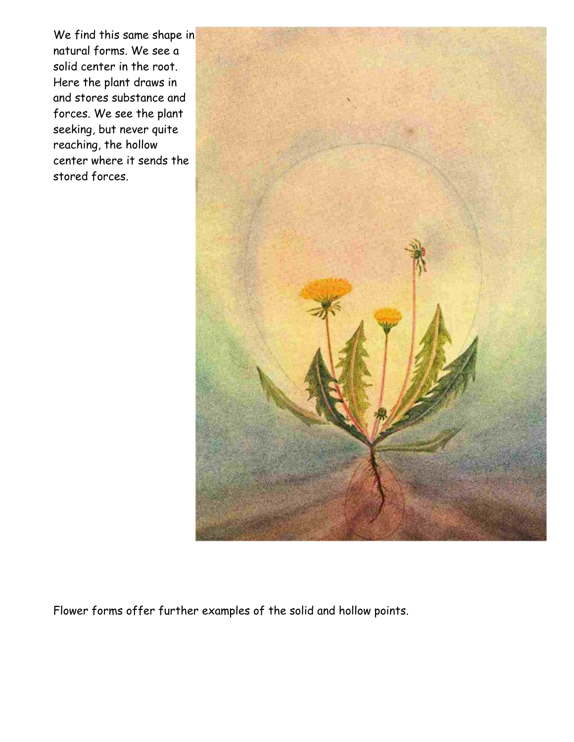We find this same shape in natural forms. We see a solid center in the root. Here the plant draws in and stores substance and forces. We see the plant seeking, but never quite reaching, the hollow center where it sends the stored forces.

Flower forms offer further examples of the solid and hollow points.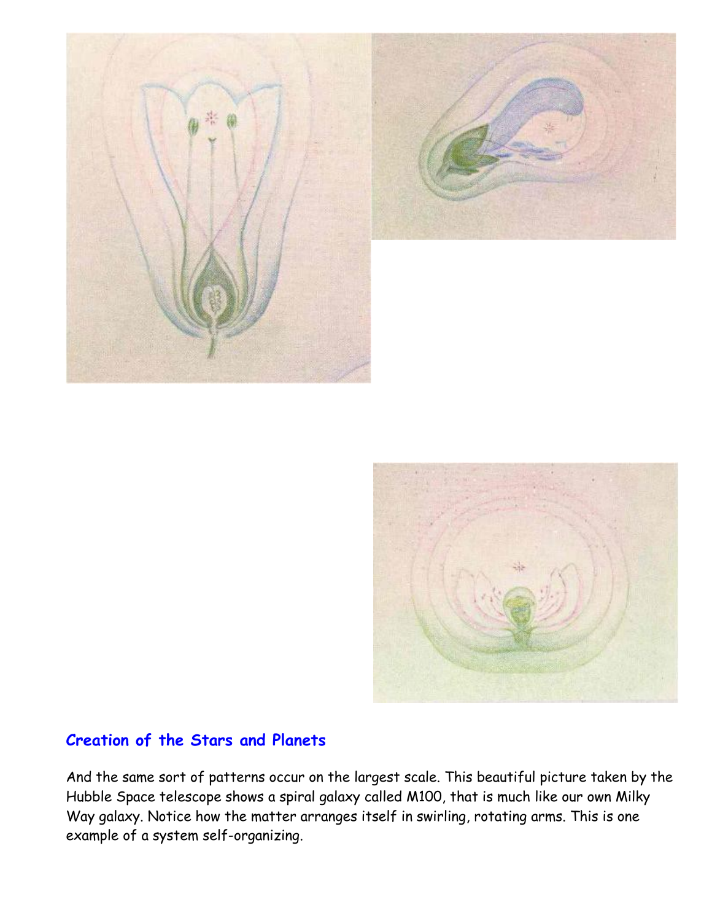## Creation of the Stars and Planets

And the same sort of patterns occur on the largest scale. This beautiful picture taken by the Hubble Space telescope shows a spiral galaxy called M100, that is much like our own Milky Way galaxy. Notice how the matter arranges itself in swirling, rotating arms. This is one example of a system self-organizing.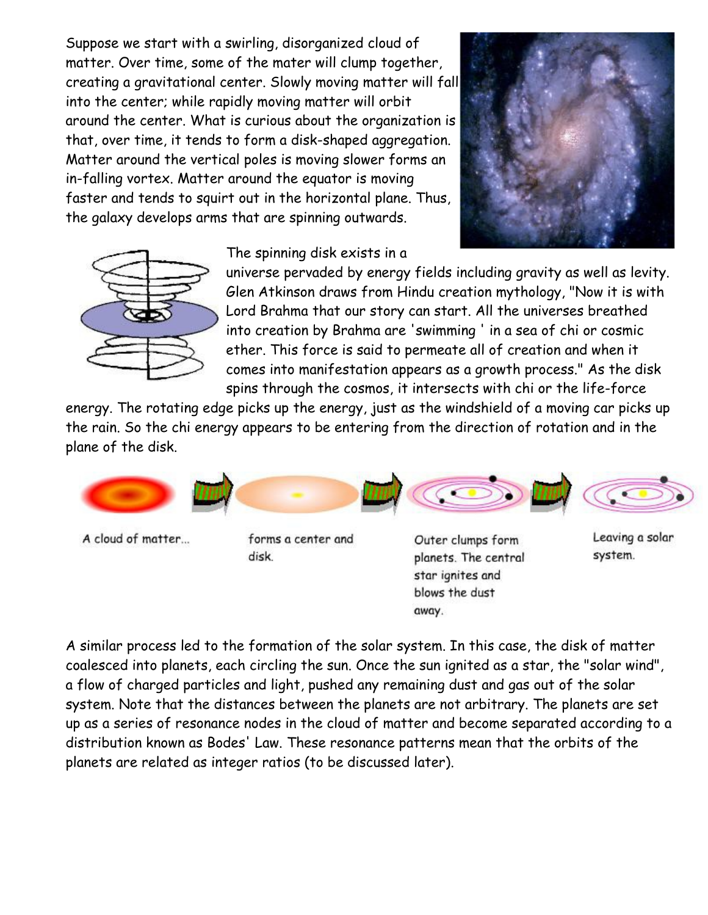Suppose we start with a swirling, disorganized cloud of matter. Over time, some of the mater will clump together, creating a gravitational center. Slowly moving matter will fall into the center; while rapidly moving matter will orbit around the center. What is curious about the organization is that, over time, it tends to form a disk-shaped aggregation. Matter around the vertical poles is moving slower forms an in-falling vortex. Matter around the equator is moving faster and tends to squirt out in the horizontal plane. Thus, the galaxy develops arms that are spinning outwards.

The spinning disk exists in a universe pervaded by energy fields including gravity as well as levity. Glen Atkinson draws from Hindu creation mythology, "Now it is with Lord Brahma that our story can start. All the universes breathed into creation by Brahma are 'swimming ' in a sea of chi or cosmic ether. This force is said to permeate all of creation and when it comes into manifestation appears as a growth process." As the disk spins through the cosmos, it intersects with chi or the life-force energy. The rotating edge picks up the energy, just as the windshield of a moving car picks up the rain. So the chi energy appears to be entering from the direction of rotation and in the plane of the disk.

A cloud of matter...

forms a center and disk.

Outer clumps form planets. The central star ignites and blows the dust away.

Leaving a solar system.

A similar process led to the formation of the solar system. In this case, the disk of matter coalesced into planets, each circling the sun. Once the sun ignited as a star, the "solar wind", a flow of charged particles and light, pushed any remaining dust and gas out of the solar system. Note that the distances between the planets are not arbitrary. The planets are set up as a series of resonance nodes in the cloud of matter and become separated according to a distribution known as Bodes' Law. These resonance patterns mean that the orbits of the planets are related as integer ratios (to be discussed later).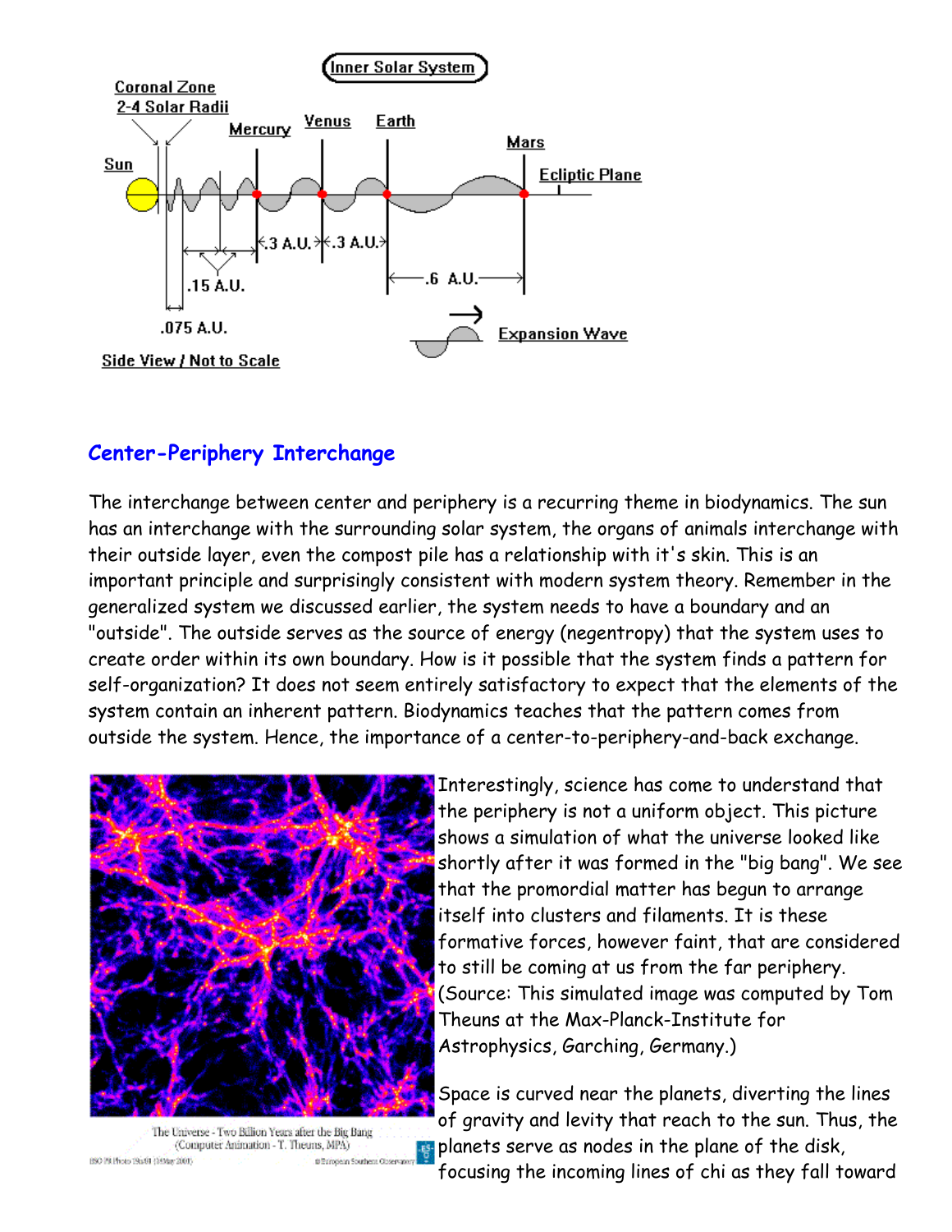## Center-Periphery Interchange

The interchange between center and periphery is a recurring theme in biodynamics. The sun has an interchange with the surrounding solar system, the organs of animals interchange with their outside layer, even the compost pile has a relationship with it's skin. This is an important principle and surprisingly consistent with modern system theory. Remember in the generalized system we discussed earlier, the system needs to have a boundary and an "outside". The outside serves as the source of energy (negentropy) that the system uses to create order within its own boundary. How is it possible that the system finds a pattern for self-organization? It does not seem entirely satisfactory to expect that the elements of the system contain an inherent pattern. Biodynamics teaches that the pattern comes from outside the system. Hence, the importance of a center-to-periphery-and-back exchange.

The Universe - Two Billion Years after the Big Bang (Computer Animation - T. Theuns, MPA)

Interestingly, science has come to understand that the periphery is not a uniform object. This picture shows a simulation of what the universe looked like shortly after it was formed in the "big bang". We see that the promordial matter has begun to arrange itself into clusters and filaments. It is these formative forces, however faint, that are considered to still be coming at us from the far periphery. (Source: This simulated image was computed by Tom Theuns at the Max-Planck-Institute for Astrophysics, Garching, Germany.)

Space is curved near the planets, diverting the lines of gravity and levity that reach to the sun. Thus, the planets serve as nodes in the plane of the disk, focusing the incoming lines of chi as they fall toward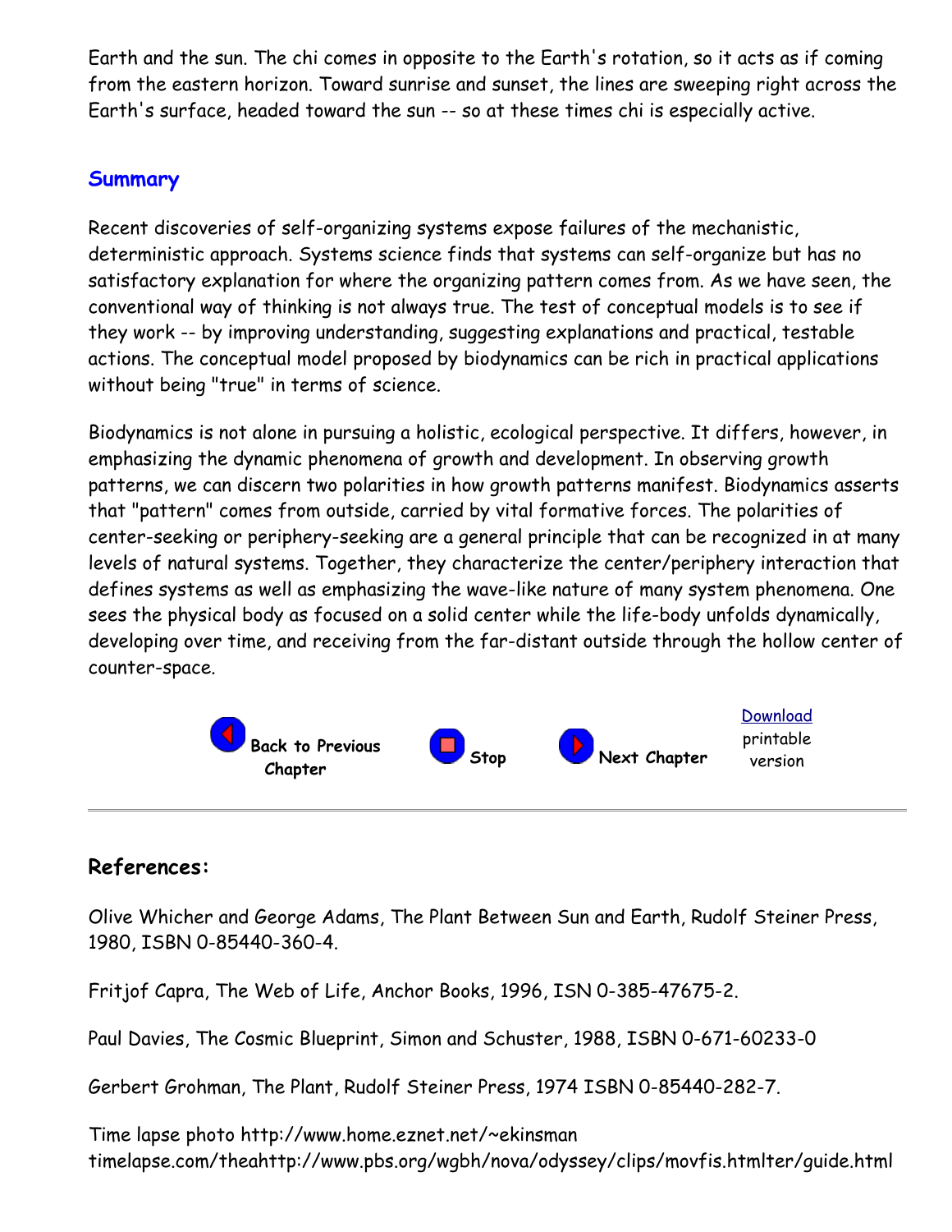Earth and the sun. The chi comes in opposite to the Earth's rotation, so it acts as if coming from the eastern horizon. Toward sunrise and sunset, the lines are sweeping right across the Earth's surface, headed toward the sun -- so at these times chi is especially active.

## Summary

Recent discoveries of self-organizing systems expose failures of the mechanistic, deterministic approach. Systems science finds that systems can self-organize but has no satisfactory explanation for where the organizing pattern comes from. As we have seen, the conventional way of thinking is not always true. The test of conceptual models is to see if they work -- by improving understanding, suggesting explanations and practical, testable actions. The conceptual model proposed by biodynamics can be rich in practical applications without being "true" in terms of science.

Biodynamics is not alone in pursuing a holistic, ecological perspective. It differs, however, in emphasizing the dynamic phenomena of growth and development. In observing growth patterns, we can discern two polarities in how growth patterns manifest. Biodynamics asserts that "pattern" comes from outside, carried by vital formative forces. The polarities of center-seeking or periphery-seeking are a general principle that can be recognized in at many levels of natural systems. Together, they characterize the center/periphery interaction that defines systems as well as emphasizing the wave-like nature of many system phenomena. One sees the physical body as focused on a solid center while the life-body unfolds dynamically, developing over time, and receiving from the far-distant outside through the hollow center of counter-space.

**Back to Previous Chapter** | **Stop** | **Next Chapter** | Download printable version

---

### References:

Olive Whicher and George Adams, The Plant Between Sun and Earth, Rudolf Steiner Press, 1980, ISBN 0-85440-360-4.

Fritjof Capra, The Web of Life, Anchor Books, 1996, ISN 0-385-47675-2.

Paul Davies, The Cosmic Blueprint, Simon and Schuster, 1988, ISBN 0-671-60233-0

Gerbert Grohman, The Plant, Rudolf Steiner Press, 1974 ISBN 0-85440-282-7.

Time lapse photo http://www.home.eznet.net/~ekinsman
timelapse.com/theahttp://www.pbs.org/wgbh/nova/odyssey/clips/movfis.htmlter/guide.html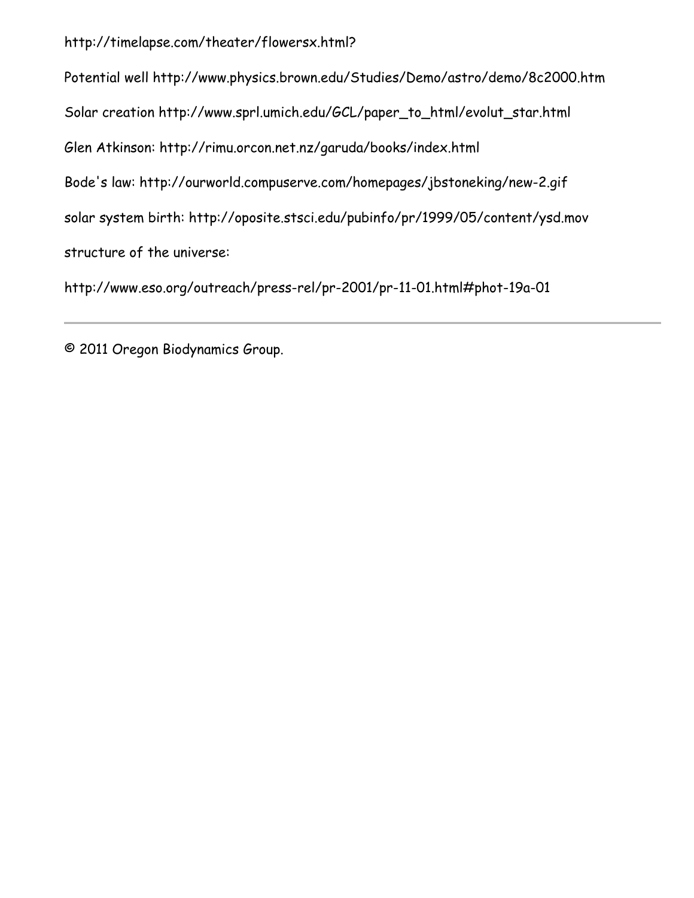http://timelapse.com/theater/flowersx.html?

Potential well http://www.physics.brown.edu/Studies/Demo/astro/demo/8c2000.htm

Solar creation http://www.sprl.umich.edu/GCL/paper_to_html/evolut_star.html

Glen Atkinson: http://rimu.orcon.net.nz/garuda/books/index.html

Bode's law: http://ourworld.compuserve.com/homepages/jbstoneking/new-2.gif

solar system birth: http://oposite.stsci.edu/pubinfo/pr/1999/05/content/ysd.mov

structure of the universe:

http://www.eso.org/outreach/press-rel/pr-2001/pr-11-01.html#phot-19a-01

---

© 2011 Oregon Biodynamics Group.